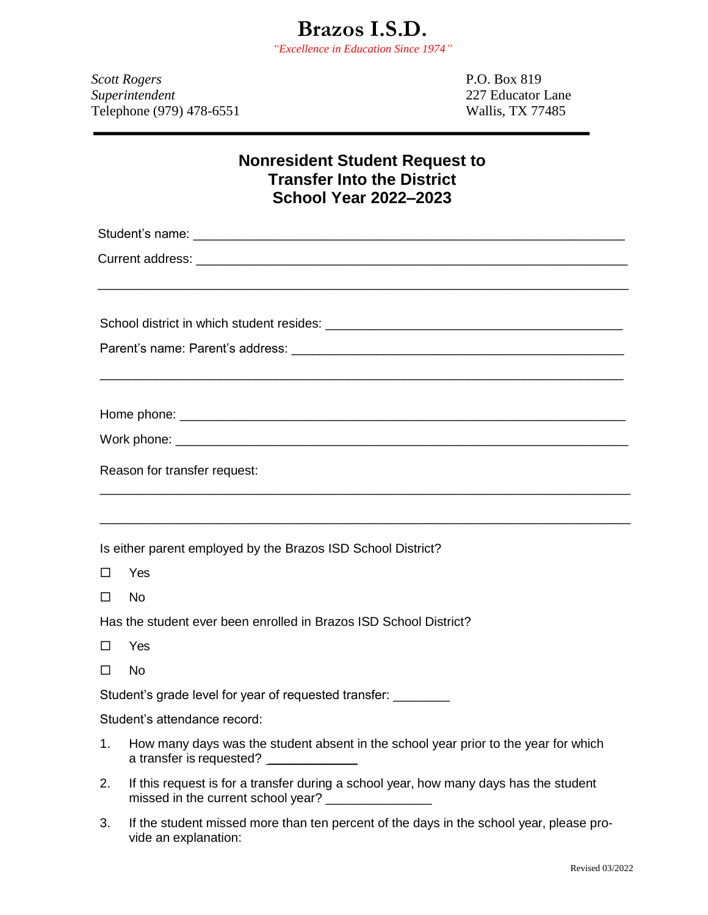# Brazos I.S.D.

*"Excellence in Education Since 1974"*

*Scott Rogers*
*Superintendent*
Telephone (979) 478-6551

P.O. Box 819
227 Educator Lane
Wallis, TX 77485

---

## Nonresident Student Request to Transfer Into the District School Year 2022–2023

Student's name: ______________________________________________________________

Current address: ______________________________________________________________

________________________________________________________________________________

School district in which student resides: ____________________________________________

Parent's name: Parent's address: ______________________________________________

________________________________________________________________________________

Home phone: ________________________________________________________________

Work phone: ________________________________________________________________

Reason for transfer request:

________________________________________________________________________________

________________________________________________________________________________

Is either parent employed by the Brazos ISD School District?

☐ Yes

☐ No

Has the student ever been enrolled in Brazos ISD School District?

☐ Yes

☐ No

Student's grade level for year of requested transfer: ________

Student's attendance record:

1. How many days was the student absent in the school year prior to the year for which a transfer is requested? ____________
2. If this request is for a transfer during a school year, how many days has the student missed in the current school year? _______________
3. If the student missed more than ten percent of the days in the school year, please provide an explanation:

Revised 03/2022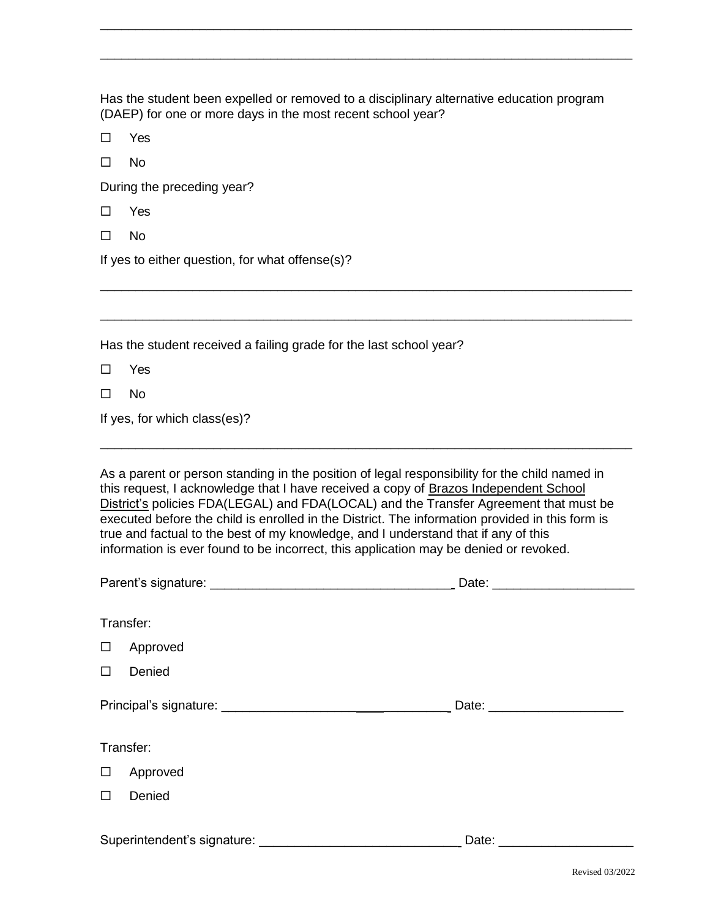\_\_\_\_\_\_\_\_\_\_\_\_\_\_\_\_\_\_\_\_\_\_\_\_\_\_\_\_\_\_\_\_\_\_\_\_\_\_\_\_\_\_\_\_\_\_\_\_\_\_\_\_\_\_\_\_\_\_\_\_\_\_\_\_\_\_\_\_\_\_\_\_

\_\_\_\_\_\_\_\_\_\_\_\_\_\_\_\_\_\_\_\_\_\_\_\_\_\_\_\_\_\_\_\_\_\_\_\_\_\_\_\_\_\_\_\_\_\_\_\_\_\_\_\_\_\_\_\_\_\_\_\_\_\_\_\_\_\_\_\_\_\_\_\_

Has the student been expelled or removed to a disciplinary alternative education program (DAEP) for one or more days in the most recent school year?

☐ Yes

☐ No

During the preceding year?

☐ Yes

☐ No

If yes to either question, for what offense(s)?

\_\_\_\_\_\_\_\_\_\_\_\_\_\_\_\_\_\_\_\_\_\_\_\_\_\_\_\_\_\_\_\_\_\_\_\_\_\_\_\_\_\_\_\_\_\_\_\_\_\_\_\_\_\_\_\_\_\_\_\_\_\_\_\_\_\_\_\_\_\_\_\_

\_\_\_\_\_\_\_\_\_\_\_\_\_\_\_\_\_\_\_\_\_\_\_\_\_\_\_\_\_\_\_\_\_\_\_\_\_\_\_\_\_\_\_\_\_\_\_\_\_\_\_\_\_\_\_\_\_\_\_\_\_\_\_\_\_\_\_\_\_\_\_\_

Has the student received a failing grade for the last school year?

☐ Yes

☐ No

If yes, for which class(es)?

\_\_\_\_\_\_\_\_\_\_\_\_\_\_\_\_\_\_\_\_\_\_\_\_\_\_\_\_\_\_\_\_\_\_\_\_\_\_\_\_\_\_\_\_\_\_\_\_\_\_\_\_\_\_\_\_\_\_\_\_\_\_\_\_\_\_\_\_\_\_\_\_

As a parent or person standing in the position of legal responsibility for the child named in this request, I acknowledge that I have received a copy of Brazos Independent School District's policies FDA(LEGAL) and FDA(LOCAL) and the Transfer Agreement that must be executed before the child is enrolled in the District. The information provided in this form is true and factual to the best of my knowledge, and I understand that if any of this information is ever found to be incorrect, this application may be denied or revoked.

Parent's signature: \_\_\_\_\_\_\_\_\_\_\_\_\_\_\_\_\_\_\_\_\_\_\_\_\_\_\_\_\_\_\_\_\_\_ Date: \_\_\_\_\_\_\_\_\_\_\_\_\_\_\_\_\_\_\_\_

Transfer:

☐ Approved

☐ Denied

Principal's signature: \_\_\_\_\_\_\_\_\_\_\_\_\_\_\_\_\_\_\_\_\_\_\_\_\_\_\_\_\_\_\_\_\_\_ Date: \_\_\_\_\_\_\_\_\_\_\_\_\_\_\_\_\_\_\_

Transfer:

☐ Approved

☐ Denied

Superintendent's signature: \_\_\_\_\_\_\_\_\_\_\_\_\_\_\_\_\_\_\_\_\_\_\_\_\_\_\_\_\_ Date: \_\_\_\_\_\_\_\_\_\_\_\_\_\_\_\_\_\_\_

Revised 03/2022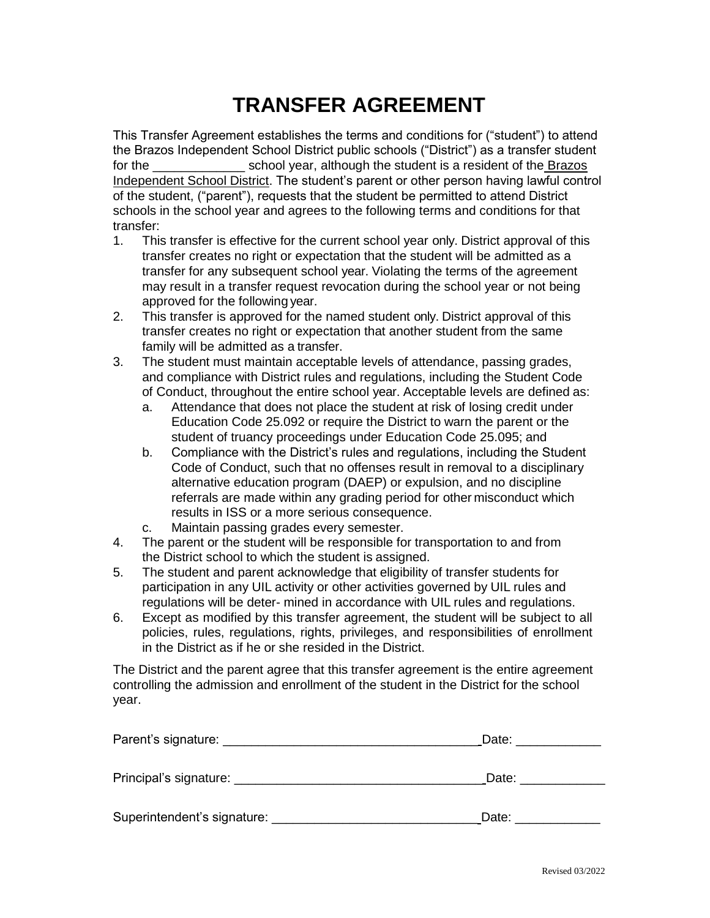# TRANSFER AGREEMENT

This Transfer Agreement establishes the terms and conditions for ("student") to attend the Brazos Independent School District public schools ("District") as a transfer student for the _____________ school year, although the student is a resident of the Brazos Independent School District. The student's parent or other person having lawful control of the student, ("parent"), requests that the student be permitted to attend District schools in the school year and agrees to the following terms and conditions for that transfer:

1. This transfer is effective for the current school year only. District approval of this transfer creates no right or expectation that the student will be admitted as a transfer for any subsequent school year. Violating the terms of the agreement may result in a transfer request revocation during the school year or not being approved for the following year.
2. This transfer is approved for the named student only. District approval of this transfer creates no right or expectation that another student from the same family will be admitted as a transfer.
3. The student must maintain acceptable levels of attendance, passing grades, and compliance with District rules and regulations, including the Student Code of Conduct, throughout the entire school year. Acceptable levels are defined as:
   a. Attendance that does not place the student at risk of losing credit under Education Code 25.092 or require the District to warn the parent or the student of truancy proceedings under Education Code 25.095; and
   b. Compliance with the District's rules and regulations, including the Student Code of Conduct, such that no offenses result in removal to a disciplinary alternative education program (DAEP) or expulsion, and no discipline referrals are made within any grading period for other misconduct which results in ISS or a more serious consequence.
   c. Maintain passing grades every semester.
4. The parent or the student will be responsible for transportation to and from the District school to which the student is assigned.
5. The student and parent acknowledge that eligibility of transfer students for participation in any UIL activity or other activities governed by UIL rules and regulations will be deter- mined in accordance with UIL rules and regulations.
6. Except as modified by this transfer agreement, the student will be subject to all policies, rules, regulations, rights, privileges, and responsibilities of enrollment in the District as if he or she resided in the District.

The District and the parent agree that this transfer agreement is the entire agreement controlling the admission and enrollment of the student in the District for the school year.

Parent's signature: ___________________________________ Date: ____________

Principal's signature: __________________________________ Date: ____________

Superintendent's signature: _____________________________ Date: ____________

Revised 03/2022